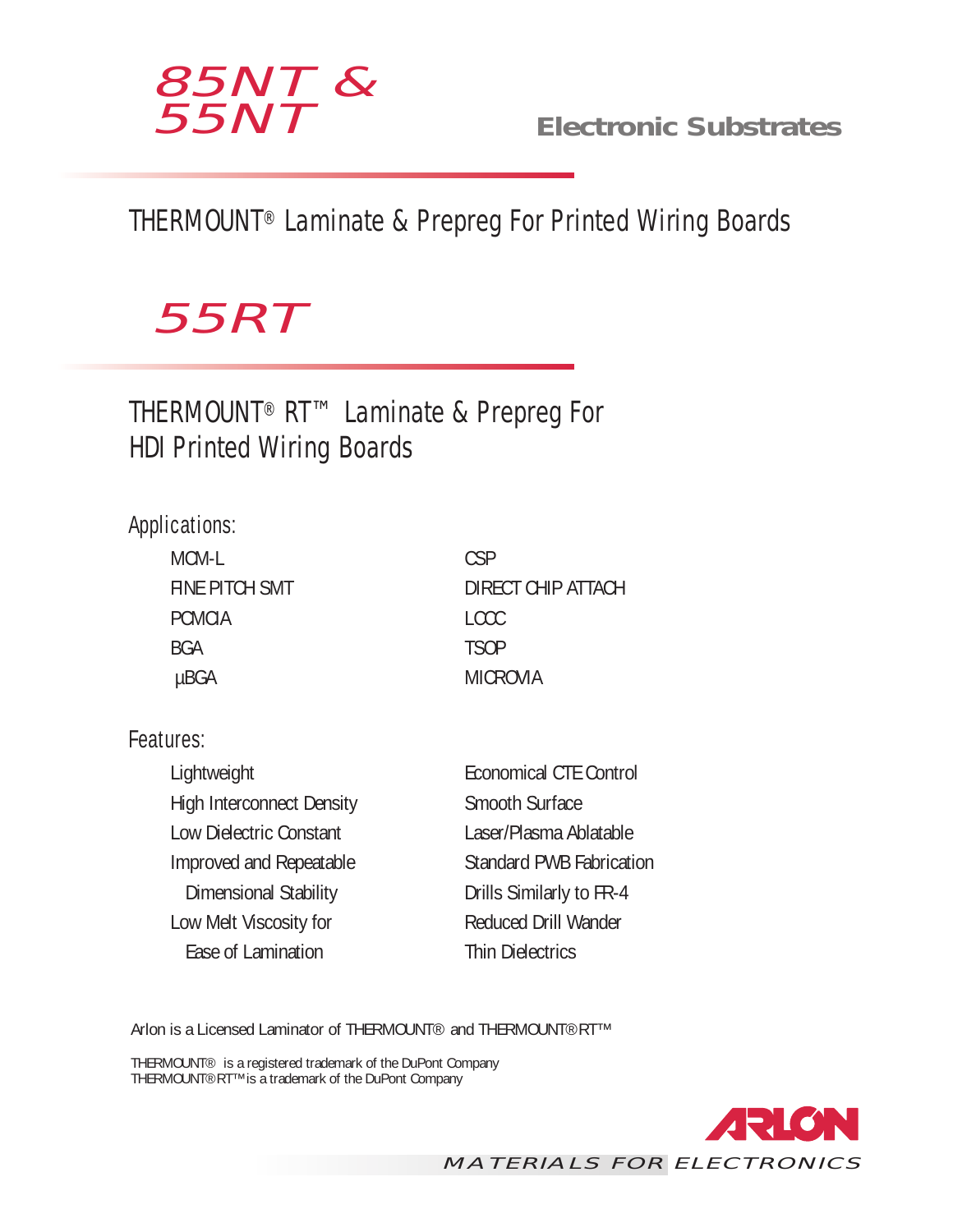# 85NT & 55NT

**Electronic Substrates**

## THERMOUNT® Laminate & Prepreg For Printed Wiring Boards

# 55RT

## THERMOUNT® RT™ Laminate & Prepreg For HDI Printed Wiring Boards

### Applications:

- MCM-L
- FINE PITCH SMT
- PCMCIA
- BGA
- µBGA
- CSP
- DIRECT CHIP ATTACH
- LCCC
- TSOP
- MICROVIA

### Features:

- Lightweight
- High Interconnect Density
- Low Dielectric Constant
- Improved and Repeatable Dimensional Stability
- Low Melt Viscosity for Ease of Lamination
- Economical CTE Control
- Smooth Surface
- Laser/Plasma Ablatable
- Standard PWB Fabrication
- Drills Similarly to FR-4
- Reduced Drill Wander
- Thin Dielectrics

Arlon is a Licensed Laminator of THERMOUNT® and THERMOUNT® RT™

THERMOUNT® is a registered trademark of the DuPont Company
THERMOUNT® RT™ is a trademark of the DuPont Company

ARLON

MATERIALS FOR ELECTRONICS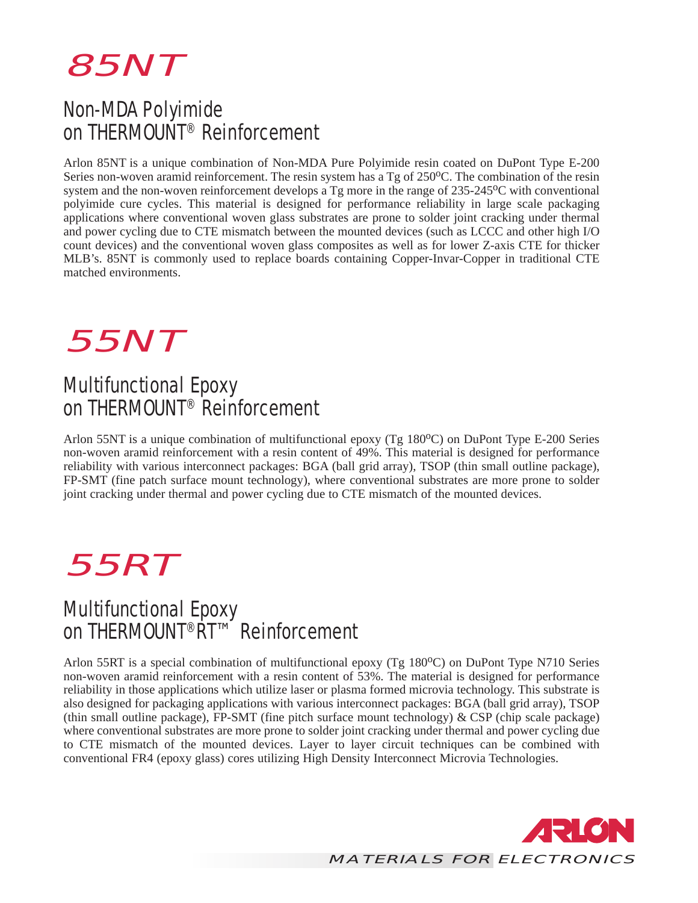# 85NT

## Non-MDA Polyimide on THERMOUNT® Reinforcement

Arlon 85NT is a unique combination of Non-MDA Pure Polyimide resin coated on DuPont Type E-200 Series non-woven aramid reinforcement. The resin system has a Tg of 250°C. The combination of the resin system and the non-woven reinforcement develops a Tg more in the range of 235-245°C with conventional polyimide cure cycles. This material is designed for performance reliability in large scale packaging applications where conventional woven glass substrates are prone to solder joint cracking under thermal and power cycling due to CTE mismatch between the mounted devices (such as LCCC and other high I/O count devices) and the conventional woven glass composites as well as for lower Z-axis CTE for thicker MLB's. 85NT is commonly used to replace boards containing Copper-Invar-Copper in traditional CTE matched environments.

# 55NT

## Multifunctional Epoxy on THERMOUNT® Reinforcement

Arlon 55NT is a unique combination of multifunctional epoxy (Tg 180°C) on DuPont Type E-200 Series non-woven aramid reinforcement with a resin content of 49%. This material is designed for performance reliability with various interconnect packages: BGA (ball grid array), TSOP (thin small outline package), FP-SMT (fine patch surface mount technology), where conventional substrates are more prone to solder joint cracking under thermal and power cycling due to CTE mismatch of the mounted devices.

# 55RT

## Multifunctional Epoxy on THERMOUNT® RT™ Reinforcement

Arlon 55RT is a special combination of multifunctional epoxy (Tg 180°C) on DuPont Type N710 Series non-woven aramid reinforcement with a resin content of 53%. The material is designed for performance reliability in those applications which utilize laser or plasma formed microvia technology. This substrate is also designed for packaging applications with various interconnect packages: BGA (ball grid array), TSOP (thin small outline package), FP-SMT (fine pitch surface mount technology) & CSP (chip scale package) where conventional substrates are more prone to solder joint cracking under thermal and power cycling due to CTE mismatch of the mounted devices. Layer to layer circuit techniques can be combined with conventional FR4 (epoxy glass) cores utilizing High Density Interconnect Microvia Technologies.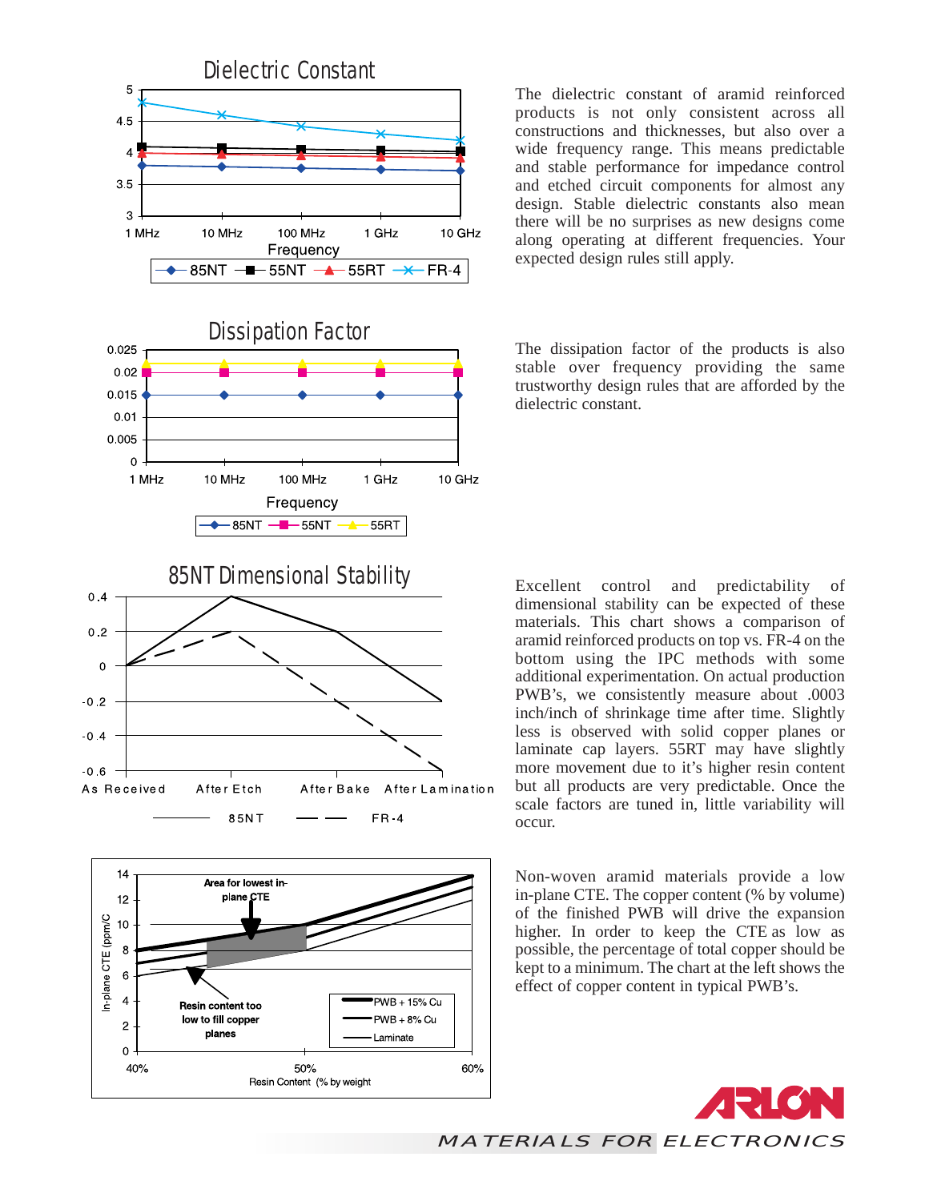## Dielectric Constant

The dielectric constant of aramid reinforced products is not only consistent across all constructions and thicknesses, but also over a wide frequency range. This means predictable and stable performance for impedance control and etched circuit components for almost any design. Stable dielectric constants also mean there will be no surprises as new designs come along operating at different frequencies. Your expected design rules still apply.

## Dissipation Factor

The dissipation factor of the products is also stable over frequency providing the same trustworthy design rules that are afforded by the dielectric constant.

## 85NT Dimensional Stability

Excellent control and predictability of dimensional stability can be expected of these materials. This chart shows a comparison of aramid reinforced products on top vs. FR-4 on the bottom using the IPC methods with some additional experimentation. On actual production PWB's, we consistently measure about .0003 inch/inch of shrinkage time after time. Slightly less is observed with solid copper planes or laminate cap layers. 55RT may have slightly more movement due to it's higher resin content but all products are very predictable. Once the scale factors are tuned in, little variability will occur.

Non-woven aramid materials provide a low in-plane CTE. The copper content (% by volume) of the finished PWB will drive the expansion higher. In order to keep the CTE as low as possible, the percentage of total copper should be kept to a minimum. The chart at the left shows the effect of copper content in typical PWB's.

MATERIALS FOR ELECTRONICS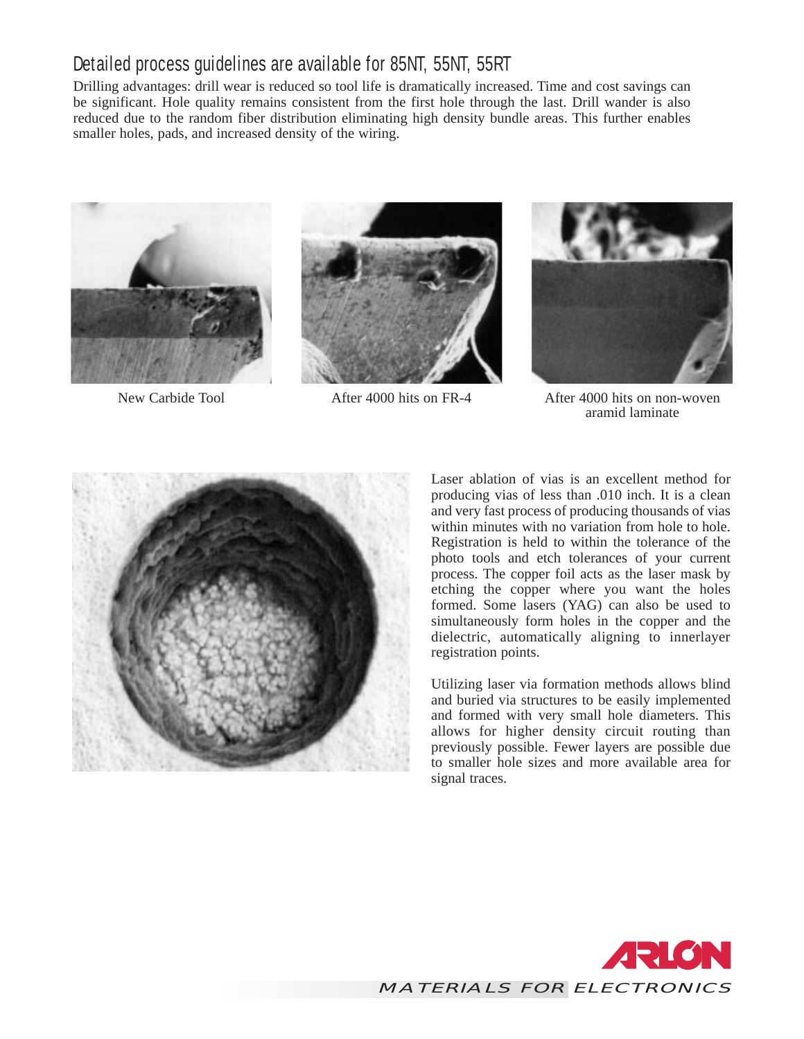## Detailed process guidelines are available for 85NT, 55NT, 55RT

Drilling advantages: drill wear is reduced so tool life is dramatically increased. Time and cost savings can be significant. Hole quality remains consistent from the first hole through the last. Drill wander is also reduced due to the random fiber distribution eliminating high density bundle areas. This further enables smaller holes, pads, and increased density of the wiring.

New Carbide Tool

After 4000 hits on FR-4

After 4000 hits on non-woven aramid laminate

Laser ablation of vias is an excellent method for producing vias of less than .010 inch. It is a clean and very fast process of producing thousands of vias within minutes with no variation from hole to hole. Registration is held to within the tolerance of the photo tools and etch tolerances of your current process. The copper foil acts as the laser mask by etching the copper where you want the holes formed. Some lasers (YAG) can also be used to simultaneously form holes in the copper and the dielectric, automatically aligning to innerlayer registration points.

Utilizing laser via formation methods allows blind and buried via structures to be easily implemented and formed with very small hole diameters. This allows for higher density circuit routing than previously possible. Fewer layers are possible due to smaller hole sizes and more available area for signal traces.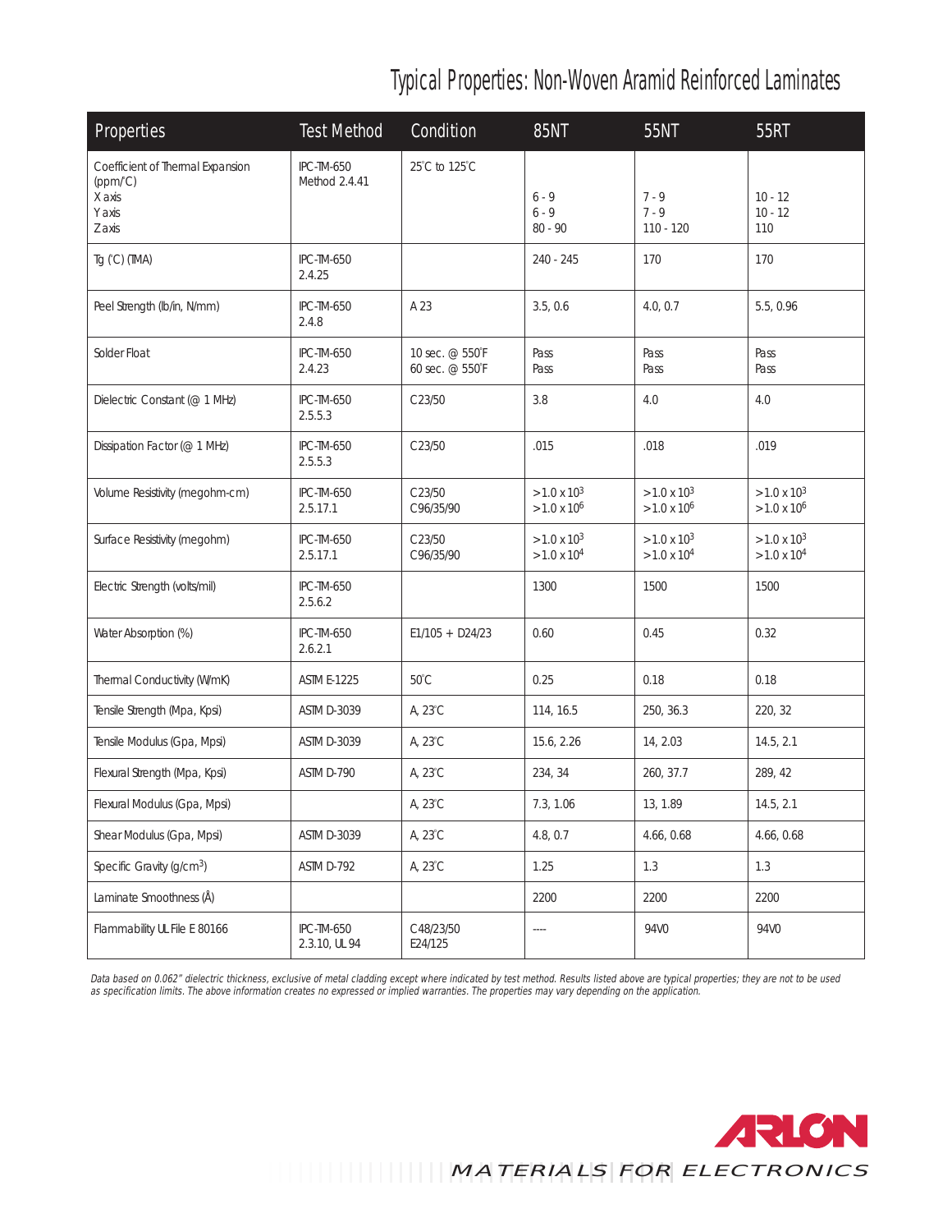# Typical Properties: Non-Woven Aramid Reinforced Laminates

| Properties | Test Method | Condition | 85NT | 55NT | 55RT |
|---|---|---|---|---|---|
| Coefficient of Thermal Expansion (ppm/˚C)<br>X axis<br>Y axis<br>Z axis | IPC-TM-650 Method 2.4.41 | 25˚C to 125˚C | <br><br>6 - 9<br>6 - 9<br>80 - 90 | <br><br>7 - 9<br>7 - 9<br>110 - 120 | <br><br>10 - 12<br>10 - 12<br>110 |
| Tg (˚C) (TMA) | IPC-TM-650 2.4.25 | | 240 - 245 | 170 | 170 |
| Peel Strength (lb/in, N/mm) | IPC-TM-650 2.4.8 | A 23 | 3.5, 0.6 | 4.0, 0.7 | 5.5, 0.96 |
| Solder Float | IPC-TM-650 2.4.23 | 10 sec. @ 550˚F<br>60 sec. @ 550˚F | Pass<br>Pass | Pass<br>Pass | Pass<br>Pass |
| Dielectric Constant (@ 1 MHz) | IPC-TM-650 2.5.5.3 | C23/50 | 3.8 | 4.0 | 4.0 |
| Dissipation Factor (@ 1 MHz) | IPC-TM-650 2.5.5.3 | C23/50 | .015 | .018 | .019 |
| Volume Resistivity (megohm-cm) | IPC-TM-650 2.5.17.1 | C23/50<br>C96/35/90 | $>1.0 \times 10^3$<br>$>1.0 \times 10^6$ | $>1.0 \times 10^3$<br>$>1.0 \times 10^6$ | $>1.0 \times 10^3$<br>$>1.0 \times 10^6$ |
| Surface Resistivity (megohm) | IPC-TM-650 2.5.17.1 | C23/50<br>C96/35/90 | $>1.0 \times 10^3$<br>$>1.0 \times 10^4$ | $>1.0 \times 10^3$<br>$>1.0 \times 10^4$ | $>1.0 \times 10^3$<br>$>1.0 \times 10^4$ |
| Electric Strength (volts/mil) | IPC-TM-650 2.5.6.2 | | 1300 | 1500 | 1500 |
| Water Absorption (%) | IPC-TM-650 2.6.2.1 | E1/105 + D24/23 | 0.60 | 0.45 | 0.32 |
| Thermal Conductivity (W/mK) | ASTM E-1225 | 50˚C | 0.25 | 0.18 | 0.18 |
| Tensile Strength (Mpa, Kpsi) | ASTM D-3039 | A, 23˚C | 114, 16.5 | 250, 36.3 | 220, 32 |
| Tensile Modulus (Gpa, Mpsi) | ASTM D-3039 | A, 23˚C | 15.6, 2.26 | 14, 2.03 | 14.5, 2.1 |
| Flexural Strength (Mpa, Kpsi) | ASTM D-790 | A, 23˚C | 234, 34 | 260, 37.7 | 289, 42 |
| Flexural Modulus (Gpa, Mpsi) | | A, 23˚C | 7.3, 1.06 | 13, 1.89 | 14.5, 2.1 |
| Shear Modulus (Gpa, Mpsi) | ASTM D-3039 | A, 23˚C | 4.8, 0.7 | 4.66, 0.68 | 4.66, 0.68 |
| Specific Gravity (g/cm$^3$) | ASTM D-792 | A, 23˚C | 1.25 | 1.3 | 1.3 |
| Laminate Smoothness (Å) | | | 2200 | 2200 | 2200 |
| Flammability UL File E 80166 | IPC-TM-650 2.3.10, UL 94 | C48/23/50<br>E24/125 | ---- | 94V0 | 94V0 |

*Data based on 0.062" dielectric thickness, exclusive of metal cladding except where indicated by test method. Results listed above are typical properties; they are not to be used as specification limits. The above information creates no expressed or implied warranties. The properties may vary depending on the application.*

ARLON
MATERIALS FOR ELECTRONICS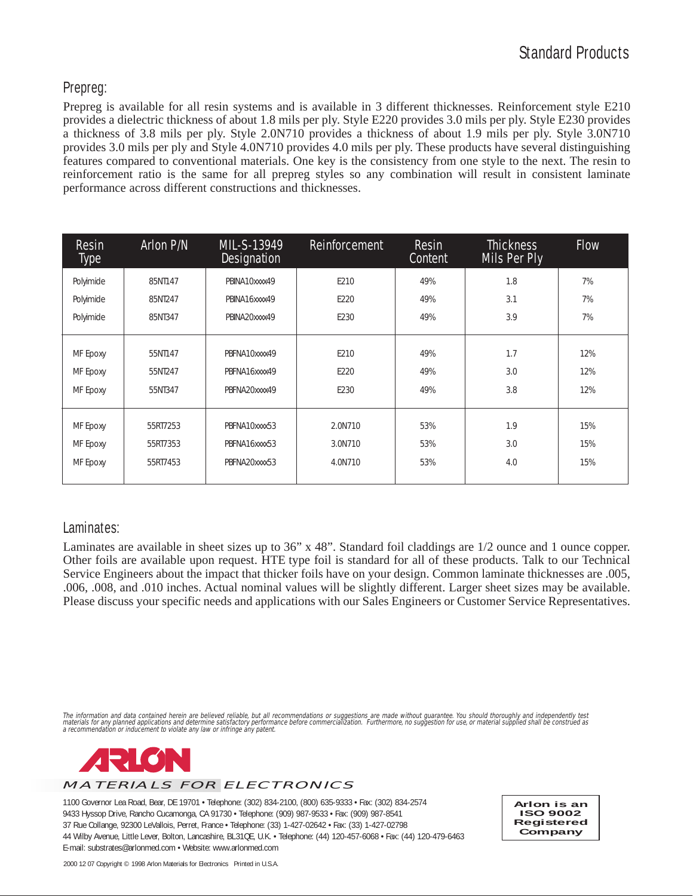## Prepreg:

Prepreg is available for all resin systems and is available in 3 different thicknesses. Reinforcement style E210 provides a dielectric thickness of about 1.8 mils per ply. Style E220 provides 3.0 mils per ply. Style E230 provides a thickness of 3.8 mils per ply. Style 2.0N710 provides a thickness of about 1.9 mils per ply. Style 3.0N710 provides 3.0 mils per ply and Style 4.0N710 provides 4.0 mils per ply. These products have several distinguishing features compared to conventional materials. One key is the consistency from one style to the next. The resin to reinforcement ratio is the same for all prepreg styles so any combination will result in consistent laminate performance across different constructions and thicknesses.

| Resin Type | Arlon P/N | MIL-S-13949 Designation | Reinforcement | Resin Content | Thickness Mils Per Ply | Flow |
|---|---|---|---|---|---|---|
| Polyimide | 85NT147 | PBINA10xxxx49 | E210 | 49% | 1.8 | 7% |
| Polyimide | 85NT247 | PBINA16xxxx49 | E220 | 49% | 3.1 | 7% |
| Polyimide | 85NT347 | PBINA20xxxx49 | E230 | 49% | 3.9 | 7% |
| MF Epoxy | 55NT147 | PBFNA10xxxx49 | E210 | 49% | 1.7 | 12% |
| MF Epoxy | 55NT247 | PBFNA16xxxx49 | E220 | 49% | 3.0 | 12% |
| MF Epoxy | 55NT347 | PBFNA20xxxx49 | E230 | 49% | 3.8 | 12% |
| MF Epoxy | 55RT7253 | PBFNA10xxxx53 | 2.0N710 | 53% | 1.9 | 15% |
| MF Epoxy | 55RT7353 | PBFNA16xxxx53 | 3.0N710 | 53% | 3.0 | 15% |
| MF Epoxy | 55RT7453 | PBFNA20xxxx53 | 4.0N710 | 53% | 4.0 | 15% |

## Laminates:

Laminates are available in sheet sizes up to 36" x 48". Standard foil claddings are 1/2 ounce and 1 ounce copper. Other foils are available upon request. HTE type foil is standard for all of these products. Talk to our Technical Service Engineers about the impact that thicker foils have on your design. Common laminate thicknesses are .005, .006, .008, and .010 inches. Actual nominal values will be slightly different. Larger sheet sizes may be available. Please discuss your specific needs and applications with our Sales Engineers or Customer Service Representatives.

*The information and data contained herein are believed reliable, but all recommendations or suggestions are made without guarantee. You should thoroughly and independently test materials for any planned applications and determine satisfactory performance before commercialization. Furthermore, no suggestion for use, or material supplied shall be construed as a recommendation or inducement to violate any law or infringe any patent.*

ARLON

MATERIALS FOR ELECTRONICS

1100 Governor Lea Road, Bear, DE 19701 • Telephone: (302) 834-2100, (800) 635-9333 • Fax: (302) 834-2574
9433 Hyssop Drive, Rancho Cucamonga, CA 91730 • Telephone: (909) 987-9533 • Fax: (909) 987-8541
37 Rue Collange, 92300 LeVallois, Perret, France • Telephone: (33) 1-427-02642 • Fax: (33) 1-427-02798
44 Wilby Avenue, Little Lever, Bolton, Lancashire, BL31QE, U.K. • Telephone: (44) 120-457-6068 • Fax: (44) 120-479-6463
E-mail: substrates@arlonmed.com • Website: www.arlonmed.com

Arlon is an ISO 9002 Registered Company

2000 12 07 Copyright © 1998 Arlon Materials for Electronics Printed in U.S.A.